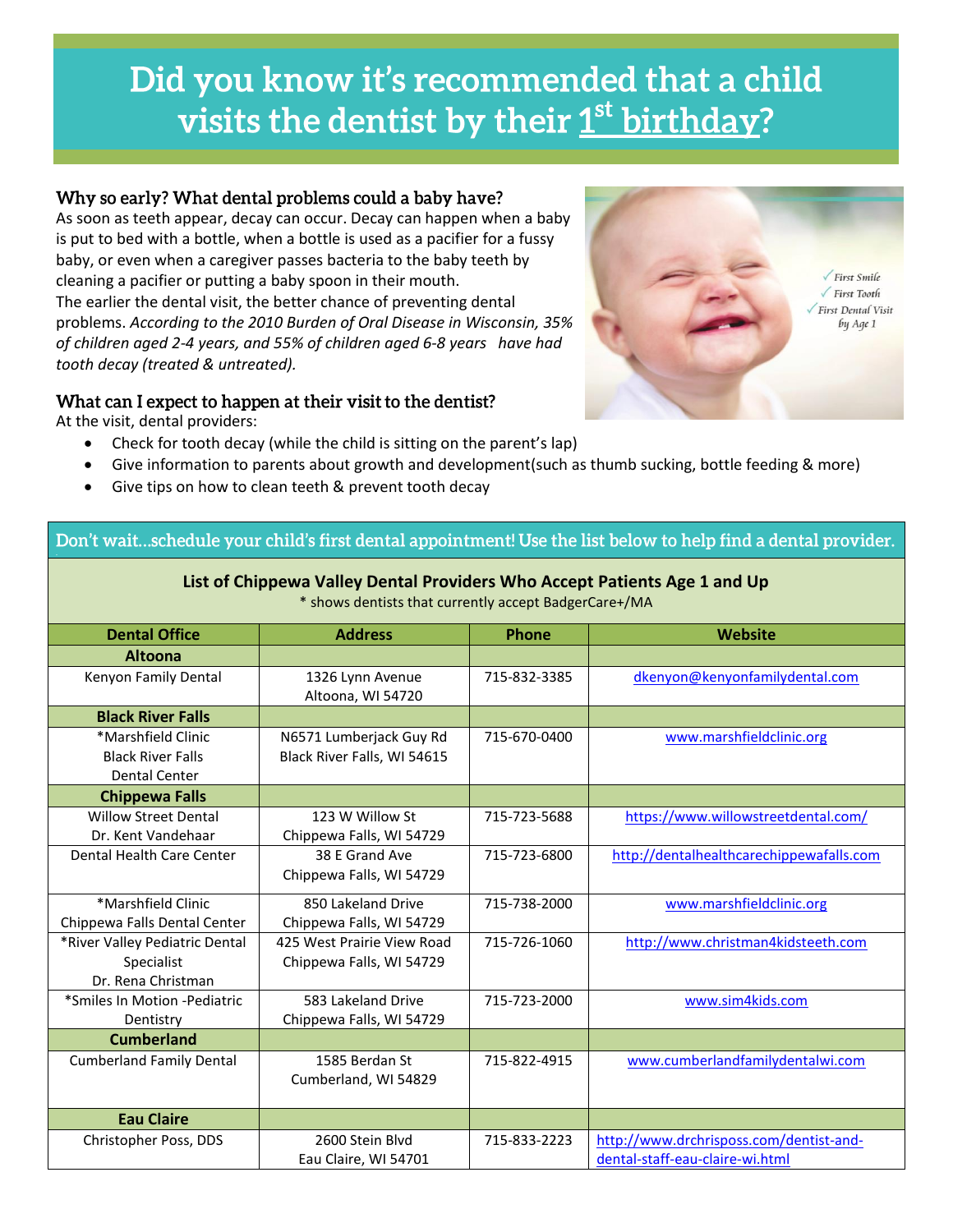# Did you know it's recommended that a child visits the dentist by their 1st birthday?

### Why so early? What dental problems could a baby have?

As soon as teeth appear, decay can occur. Decay can happen when a baby is put to bed with a bottle, when a bottle is used as a pacifier for a fussy baby, or even when a caregiver passes bacteria to the baby teeth by cleaning a pacifier or putting a baby spoon in their mouth.

The earlier the dental visit, the better chance of preventing dental problems. *According to the 2010 Burden of Oral Disease in Wisconsin, 35% of children aged 2-4 years, and 55% of children aged 6-8 years have had tooth decay (treated & untreated).*

✓ First Smile
✓ First Tooth
✓ First Dental Visit by Age 1

### What can I expect to happen at their visit to the dentist?

At the visit, dental providers:

- Check for tooth decay (while the child is sitting on the parent's lap)
- Give information to parents about growth and development(such as thumb sucking, bottle feeding & more)
- Give tips on how to clean teeth & prevent tooth decay

**Don't wait…schedule your child's first dental appointment! Use the list below to help find a dental provider.**

**List of Chippewa Valley Dental Providers Who Accept Patients Age 1 and Up**

\* shows dentists that currently accept BadgerCare+/MA

| Dental Office | Address | Phone | Website |
|---|---|---|---|
| **Altoona** | | | |
| Kenyon Family Dental | 1326 Lynn Avenue Altoona, WI 54720 | 715-832-3385 | dkenyon@kenyonfamilydental.com |
| **Black River Falls** | | | |
| *Marshfield Clinic Black River Falls Dental Center | N6571 Lumberjack Guy Rd Black River Falls, WI 54615 | 715-670-0400 | www.marshfieldclinic.org |
| **Chippewa Falls** | | | |
| Willow Street Dental Dr. Kent Vandehaar | 123 W Willow St Chippewa Falls, WI 54729 | 715-723-5688 | https://www.willowstreetdental.com/ |
| Dental Health Care Center | 38 E Grand Ave Chippewa Falls, WI 54729 | 715-723-6800 | http://dentalhealthcarechippewafalls.com |
| *Marshfield Clinic Chippewa Falls Dental Center | 850 Lakeland Drive Chippewa Falls, WI 54729 | 715-738-2000 | www.marshfieldclinic.org |
| *River Valley Pediatric Dental Specialist Dr. Rena Christman | 425 West Prairie View Road Chippewa Falls, WI 54729 | 715-726-1060 | http://www.christman4kidsteeth.com |
| *Smiles In Motion -Pediatric Dentistry | 583 Lakeland Drive Chippewa Falls, WI 54729 | 715-723-2000 | www.sim4kids.com |
| **Cumberland** | | | |
| Cumberland Family Dental | 1585 Berdan St Cumberland, WI 54829 | 715-822-4915 | www.cumberlandfamilydentalwi.com |
| **Eau Claire** | | | |
| Christopher Poss, DDS | 2600 Stein Blvd Eau Claire, WI 54701 | 715-833-2223 | http://www.drchrisposs.com/dentist-and-dental-staff-eau-claire-wi.html |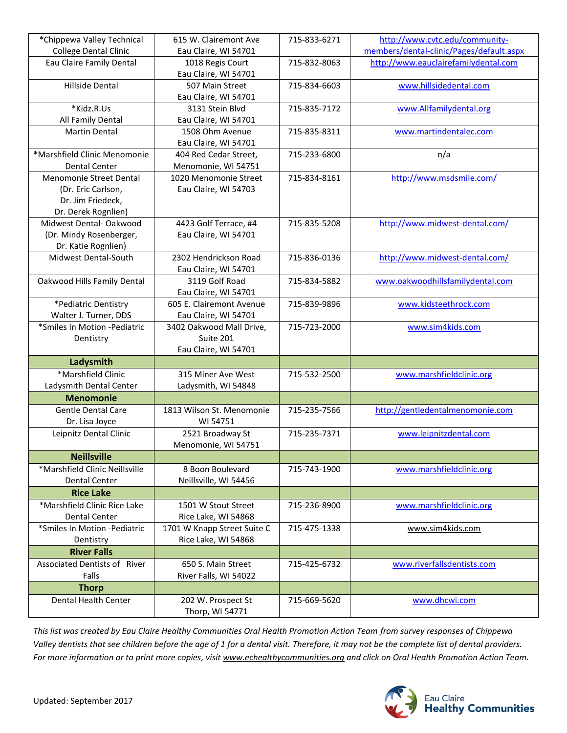| | | | |
|---|---|---|---|
| *Chippewa Valley Technical College Dental Clinic | 615 W. Clairemont Ave Eau Claire, WI 54701 | 715-833-6271 | http://www.cvtc.edu/community-members/dental-clinic/Pages/default.aspx |
| Eau Claire Family Dental | 1018 Regis Court Eau Claire, WI 54701 | 715-832-8063 | http://www.eauclairefamilydental.com |
| Hillside Dental | 507 Main Street Eau Claire, WI 54701 | 715-834-6603 | www.hillsidedental.com |
| *Kidz.R.Us All Family Dental | 3131 Stein Blvd Eau Claire, WI 54701 | 715-835-7172 | www.Allfamilydental.org |
| Martin Dental | 1508 Ohm Avenue Eau Claire, WI 54701 | 715-835-8311 | www.martindentalec.com |
| *Marshfield Clinic Menomonie Dental Center | 404 Red Cedar Street, Menomonie, WI 54751 | 715-233-6800 | n/a |
| Menomonie Street Dental (Dr. Eric Carlson, Dr. Jim Friedeck, Dr. Derek Rognlien) | 1020 Menomonie Street Eau Claire, WI 54703 | 715-834-8161 | http://www.msdsmile.com/ |
| Midwest Dental- Oakwood (Dr. Mindy Rosenberger, Dr. Katie Rognlien) | 4423 Golf Terrace, #4 Eau Claire, WI 54701 | 715-835-5208 | http://www.midwest-dental.com/ |
| Midwest Dental-South | 2302 Hendrickson Road Eau Claire, WI 54701 | 715-836-0136 | http://www.midwest-dental.com/ |
| Oakwood Hills Family Dental | 3119 Golf Road Eau Claire, WI 54701 | 715-834-5882 | www.oakwoodhillsfamilydental.com |
| *Pediatric Dentistry Walter J. Turner, DDS | 605 E. Clairemont Avenue Eau Claire, WI 54701 | 715-839-9896 | www.kidsteethrock.com |
| *Smiles In Motion -Pediatric Dentistry | 3402 Oakwood Mall Drive, Suite 201 Eau Claire, WI 54701 | 715-723-2000 | www.sim4kids.com |
| **Ladysmith** | | | |
| *Marshfield Clinic Ladysmith Dental Center | 315 Miner Ave West Ladysmith, WI 54848 | 715-532-2500 | www.marshfieldclinic.org |
| **Menomonie** | | | |
| Gentle Dental Care Dr. Lisa Joyce | 1813 Wilson St. Menomonie WI 54751 | 715-235-7566 | http://gentledentalmenomonie.com |
| Leipnitz Dental Clinic | 2521 Broadway St Menomonie, WI 54751 | 715-235-7371 | www.leipnitzdental.com |
| **Neillsville** | | | |
| *Marshfield Clinic Neillsville Dental Center | 8 Boon Boulevard Neillsville, WI 54456 | 715-743-1900 | www.marshfieldclinic.org |
| **Rice Lake** | | | |
| *Marshfield Clinic Rice Lake Dental Center | 1501 W Stout Street Rice Lake, WI 54868 | 715-236-8900 | www.marshfieldclinic.org |
| *Smiles In Motion -Pediatric Dentistry | 1701 W Knapp Street Suite C Rice Lake, WI 54868 | 715-475-1338 | www.sim4kids.com |
| **River Falls** | | | |
| Associated Dentists of River Falls | 650 S. Main Street River Falls, WI 54022 | 715-425-6732 | www.riverfallsdentists.com |
| **Thorp** | | | |
| Dental Health Center | 202 W. Prospect St Thorp, WI 54771 | 715-669-5620 | www.dhcwi.com |

*This list was created by Eau Claire Healthy Communities Oral Health Promotion Action Team from survey responses of Chippewa Valley dentists that see children before the age of 1 for a dental visit. Therefore, it may not be the complete list of dental providers. For more information or to print more copies, visit www.echealthycommunities.org and click on Oral Health Promotion Action Team.*

Updated: September 2017

Eau Claire Healthy Communities